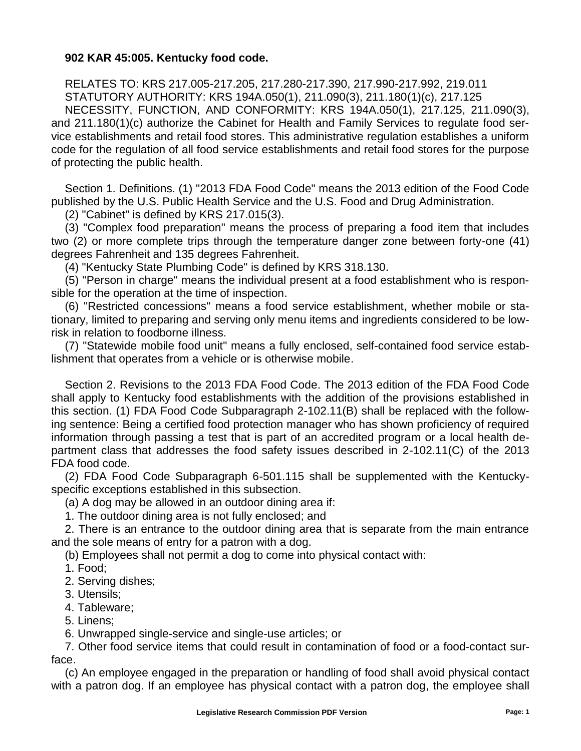**902 KAR 45:005. Kentucky food code.**

RELATES TO: KRS 217.005-217.205, 217.280-217.390, 217.990-217.992, 219.011
STATUTORY AUTHORITY: KRS 194A.050(1), 211.090(3), 211.180(1)(c), 217.125
NECESSITY, FUNCTION, AND CONFORMITY: KRS 194A.050(1), 217.125, 211.090(3), and 211.180(1)(c) authorize the Cabinet for Health and Family Services to regulate food service establishments and retail food stores. This administrative regulation establishes a uniform code for the regulation of all food service establishments and retail food stores for the purpose of protecting the public health.

Section 1. Definitions. (1) "2013 FDA Food Code" means the 2013 edition of the Food Code published by the U.S. Public Health Service and the U.S. Food and Drug Administration.

(2) "Cabinet" is defined by KRS 217.015(3).

(3) "Complex food preparation" means the process of preparing a food item that includes two (2) or more complete trips through the temperature danger zone between forty-one (41) degrees Fahrenheit and 135 degrees Fahrenheit.

(4) "Kentucky State Plumbing Code" is defined by KRS 318.130.

(5) "Person in charge" means the individual present at a food establishment who is responsible for the operation at the time of inspection.

(6) "Restricted concessions" means a food service establishment, whether mobile or stationary, limited to preparing and serving only menu items and ingredients considered to be low-risk in relation to foodborne illness.

(7) "Statewide mobile food unit" means a fully enclosed, self-contained food service establishment that operates from a vehicle or is otherwise mobile.

Section 2. Revisions to the 2013 FDA Food Code. The 2013 edition of the FDA Food Code shall apply to Kentucky food establishments with the addition of the provisions established in this section. (1) FDA Food Code Subparagraph 2-102.11(B) shall be replaced with the following sentence: Being a certified food protection manager who has shown proficiency of required information through passing a test that is part of an accredited program or a local health department class that addresses the food safety issues described in 2-102.11(C) of the 2013 FDA food code.

(2) FDA Food Code Subparagraph 6-501.115 shall be supplemented with the Kentucky-specific exceptions established in this subsection.

(a) A dog may be allowed in an outdoor dining area if:

1. The outdoor dining area is not fully enclosed; and

2. There is an entrance to the outdoor dining area that is separate from the main entrance and the sole means of entry for a patron with a dog.

(b) Employees shall not permit a dog to come into physical contact with:

1. Food;

2. Serving dishes;

3. Utensils;

4. Tableware;

5. Linens;

6. Unwrapped single-service and single-use articles; or

7. Other food service items that could result in contamination of food or a food-contact surface.

(c) An employee engaged in the preparation or handling of food shall avoid physical contact with a patron dog. If an employee has physical contact with a patron dog, the employee shall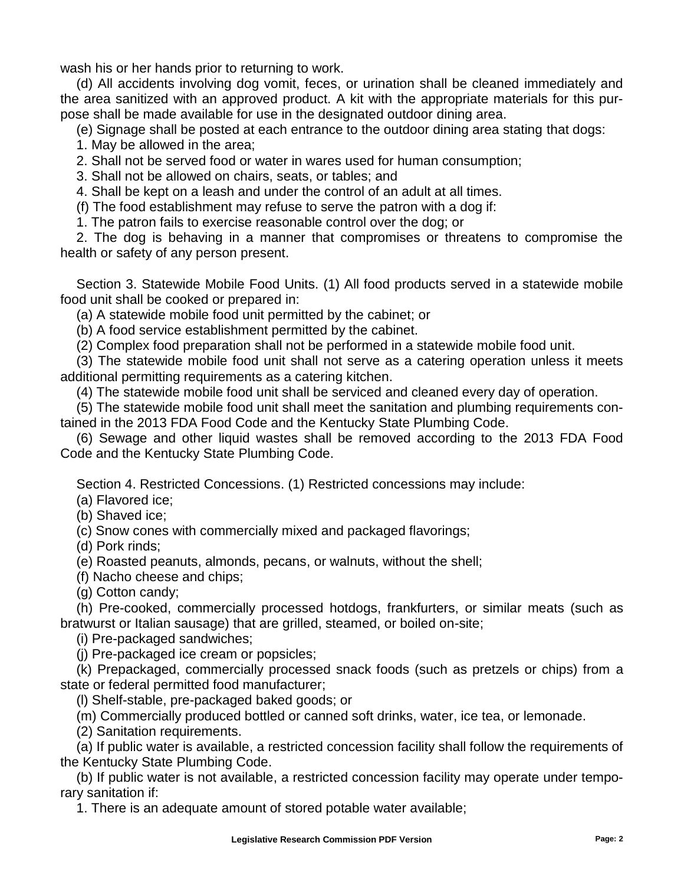wash his or her hands prior to returning to work.

(d) All accidents involving dog vomit, feces, or urination shall be cleaned immediately and the area sanitized with an approved product. A kit with the appropriate materials for this purpose shall be made available for use in the designated outdoor dining area.

(e) Signage shall be posted at each entrance to the outdoor dining area stating that dogs:

1. May be allowed in the area;

2. Shall not be served food or water in wares used for human consumption;

3. Shall not be allowed on chairs, seats, or tables; and

4. Shall be kept on a leash and under the control of an adult at all times.

(f) The food establishment may refuse to serve the patron with a dog if:

1. The patron fails to exercise reasonable control over the dog; or

2. The dog is behaving in a manner that compromises or threatens to compromise the health or safety of any person present.

Section 3. Statewide Mobile Food Units. (1) All food products served in a statewide mobile food unit shall be cooked or prepared in:

(a) A statewide mobile food unit permitted by the cabinet; or

(b) A food service establishment permitted by the cabinet.

(2) Complex food preparation shall not be performed in a statewide mobile food unit.

(3) The statewide mobile food unit shall not serve as a catering operation unless it meets additional permitting requirements as a catering kitchen.

(4) The statewide mobile food unit shall be serviced and cleaned every day of operation.

(5) The statewide mobile food unit shall meet the sanitation and plumbing requirements contained in the 2013 FDA Food Code and the Kentucky State Plumbing Code.

(6) Sewage and other liquid wastes shall be removed according to the 2013 FDA Food Code and the Kentucky State Plumbing Code.

Section 4. Restricted Concessions. (1) Restricted concessions may include:

(a) Flavored ice;

(b) Shaved ice;

(c) Snow cones with commercially mixed and packaged flavorings;

(d) Pork rinds;

(e) Roasted peanuts, almonds, pecans, or walnuts, without the shell;

(f) Nacho cheese and chips;

(g) Cotton candy;

(h) Pre-cooked, commercially processed hotdogs, frankfurters, or similar meats (such as bratwurst or Italian sausage) that are grilled, steamed, or boiled on-site;

(i) Pre-packaged sandwiches;

(j) Pre-packaged ice cream or popsicles;

(k) Prepackaged, commercially processed snack foods (such as pretzels or chips) from a state or federal permitted food manufacturer;

(l) Shelf-stable, pre-packaged baked goods; or

(m) Commercially produced bottled or canned soft drinks, water, ice tea, or lemonade.

(2) Sanitation requirements.

(a) If public water is available, a restricted concession facility shall follow the requirements of the Kentucky State Plumbing Code.

(b) If public water is not available, a restricted concession facility may operate under temporary sanitation if:

1. There is an adequate amount of stored potable water available;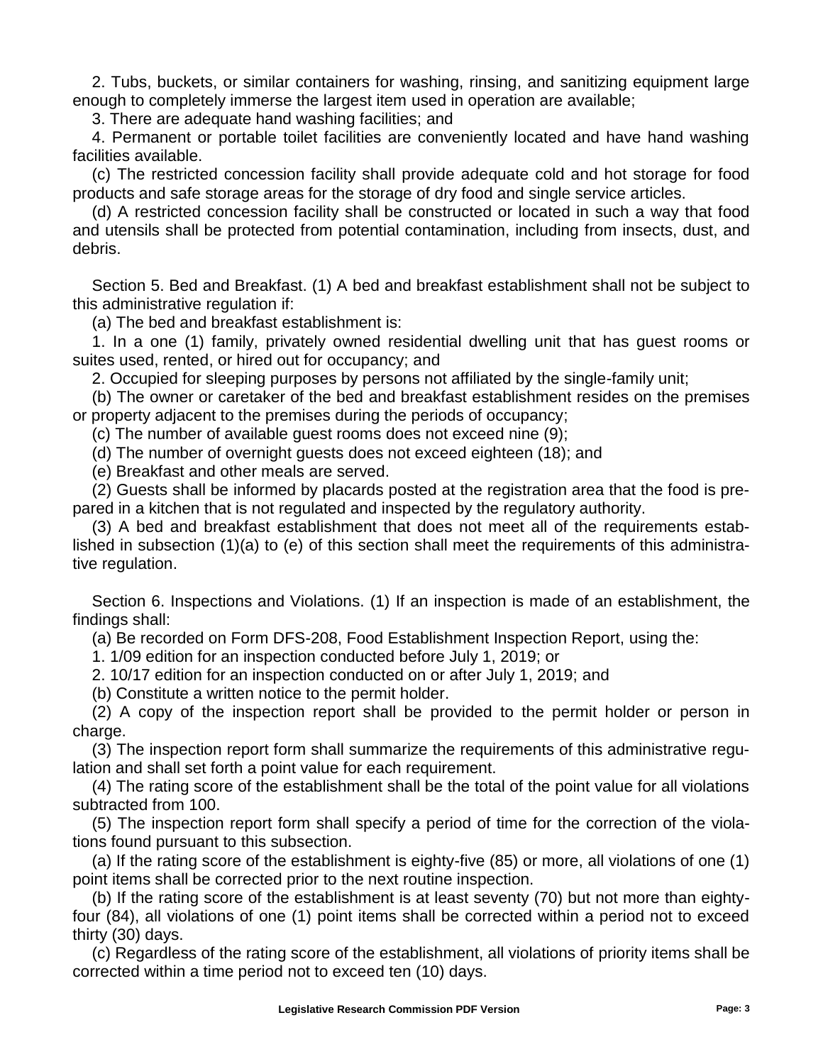2. Tubs, buckets, or similar containers for washing, rinsing, and sanitizing equipment large enough to completely immerse the largest item used in operation are available;

3. There are adequate hand washing facilities; and

4. Permanent or portable toilet facilities are conveniently located and have hand washing facilities available.

(c) The restricted concession facility shall provide adequate cold and hot storage for food products and safe storage areas for the storage of dry food and single service articles.

(d) A restricted concession facility shall be constructed or located in such a way that food and utensils shall be protected from potential contamination, including from insects, dust, and debris.

Section 5. Bed and Breakfast. (1) A bed and breakfast establishment shall not be subject to this administrative regulation if:

(a) The bed and breakfast establishment is:

1. In a one (1) family, privately owned residential dwelling unit that has guest rooms or suites used, rented, or hired out for occupancy; and

2. Occupied for sleeping purposes by persons not affiliated by the single-family unit;

(b) The owner or caretaker of the bed and breakfast establishment resides on the premises or property adjacent to the premises during the periods of occupancy;

(c) The number of available guest rooms does not exceed nine (9);

(d) The number of overnight guests does not exceed eighteen (18); and

(e) Breakfast and other meals are served.

(2) Guests shall be informed by placards posted at the registration area that the food is prepared in a kitchen that is not regulated and inspected by the regulatory authority.

(3) A bed and breakfast establishment that does not meet all of the requirements established in subsection (1)(a) to (e) of this section shall meet the requirements of this administrative regulation.

Section 6. Inspections and Violations. (1) If an inspection is made of an establishment, the findings shall:

(a) Be recorded on Form DFS-208, Food Establishment Inspection Report, using the:

1. 1/09 edition for an inspection conducted before July 1, 2019; or

2. 10/17 edition for an inspection conducted on or after July 1, 2019; and

(b) Constitute a written notice to the permit holder.

(2) A copy of the inspection report shall be provided to the permit holder or person in charge.

(3) The inspection report form shall summarize the requirements of this administrative regulation and shall set forth a point value for each requirement.

(4) The rating score of the establishment shall be the total of the point value for all violations subtracted from 100.

(5) The inspection report form shall specify a period of time for the correction of the violations found pursuant to this subsection.

(a) If the rating score of the establishment is eighty-five (85) or more, all violations of one (1) point items shall be corrected prior to the next routine inspection.

(b) If the rating score of the establishment is at least seventy (70) but not more than eighty-four (84), all violations of one (1) point items shall be corrected within a period not to exceed thirty (30) days.

(c) Regardless of the rating score of the establishment, all violations of priority items shall be corrected within a time period not to exceed ten (10) days.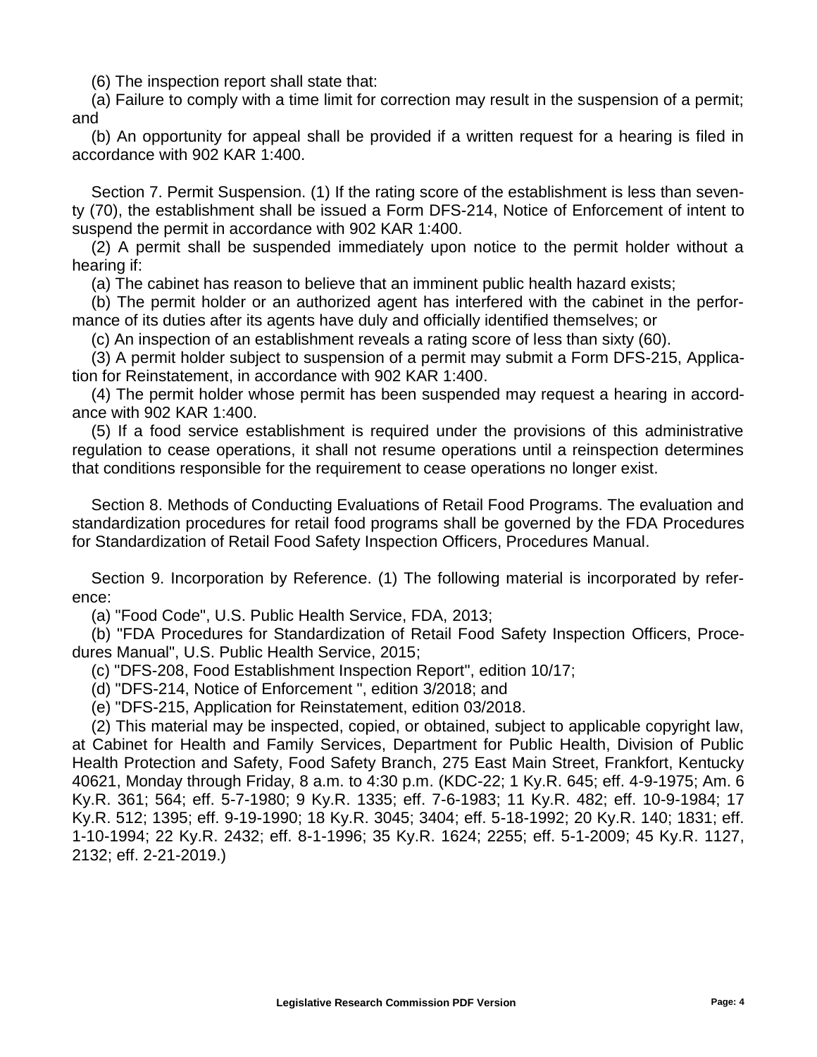(6) The inspection report shall state that:

(a) Failure to comply with a time limit for correction may result in the suspension of a permit; and

(b) An opportunity for appeal shall be provided if a written request for a hearing is filed in accordance with 902 KAR 1:400.

Section 7. Permit Suspension. (1) If the rating score of the establishment is less than seventy (70), the establishment shall be issued a Form DFS-214, Notice of Enforcement of intent to suspend the permit in accordance with 902 KAR 1:400.

(2) A permit shall be suspended immediately upon notice to the permit holder without a hearing if:

(a) The cabinet has reason to believe that an imminent public health hazard exists;

(b) The permit holder or an authorized agent has interfered with the cabinet in the performance of its duties after its agents have duly and officially identified themselves; or

(c) An inspection of an establishment reveals a rating score of less than sixty (60).

(3) A permit holder subject to suspension of a permit may submit a Form DFS-215, Application for Reinstatement, in accordance with 902 KAR 1:400.

(4) The permit holder whose permit has been suspended may request a hearing in accordance with 902 KAR 1:400.

(5) If a food service establishment is required under the provisions of this administrative regulation to cease operations, it shall not resume operations until a reinspection determines that conditions responsible for the requirement to cease operations no longer exist.

Section 8. Methods of Conducting Evaluations of Retail Food Programs. The evaluation and standardization procedures for retail food programs shall be governed by the FDA Procedures for Standardization of Retail Food Safety Inspection Officers, Procedures Manual.

Section 9. Incorporation by Reference. (1) The following material is incorporated by reference:

(a) "Food Code", U.S. Public Health Service, FDA, 2013;

(b) "FDA Procedures for Standardization of Retail Food Safety Inspection Officers, Procedures Manual", U.S. Public Health Service, 2015;

(c) "DFS-208, Food Establishment Inspection Report", edition 10/17;

(d) "DFS-214, Notice of Enforcement ", edition 3/2018; and

(e) "DFS-215, Application for Reinstatement, edition 03/2018.

(2) This material may be inspected, copied, or obtained, subject to applicable copyright law, at Cabinet for Health and Family Services, Department for Public Health, Division of Public Health Protection and Safety, Food Safety Branch, 275 East Main Street, Frankfort, Kentucky 40621, Monday through Friday, 8 a.m. to 4:30 p.m. (KDC-22; 1 Ky.R. 645; eff. 4-9-1975; Am. 6 Ky.R. 361; 564; eff. 5-7-1980; 9 Ky.R. 1335; eff. 7-6-1983; 11 Ky.R. 482; eff. 10-9-1984; 17 Ky.R. 512; 1395; eff. 9-19-1990; 18 Ky.R. 3045; 3404; eff. 5-18-1992; 20 Ky.R. 140; 1831; eff. 1-10-1994; 22 Ky.R. 2432; eff. 8-1-1996; 35 Ky.R. 1624; 2255; eff. 5-1-2009; 45 Ky.R. 1127, 2132; eff. 2-21-2019.)